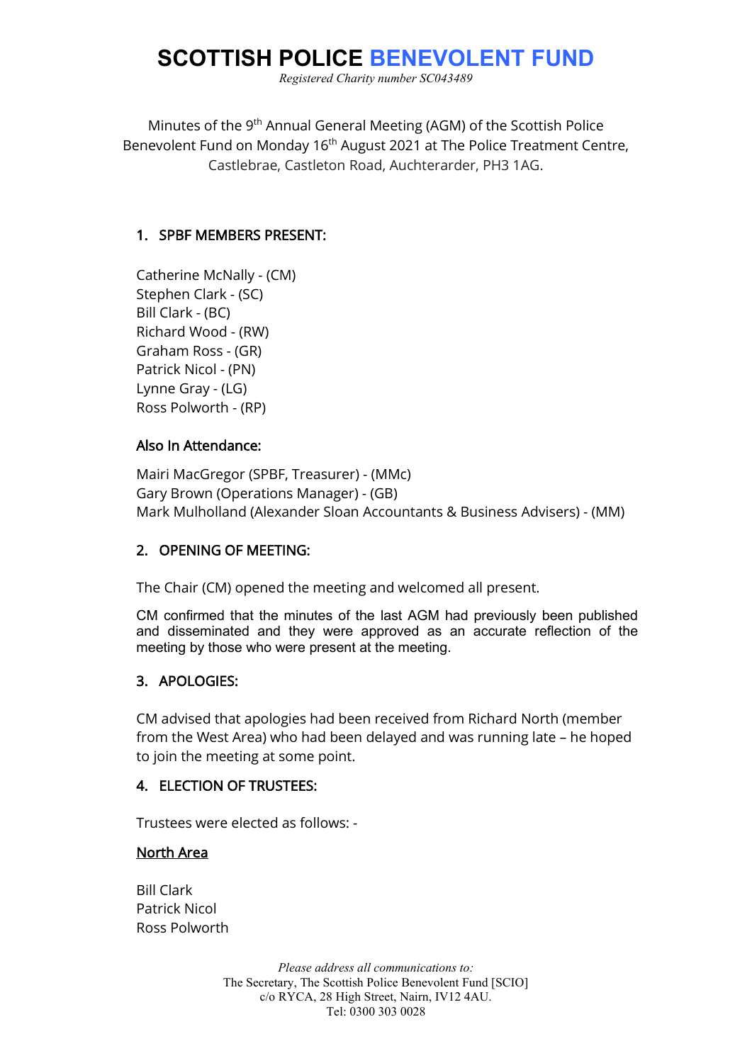# SCOTTISH POLICE BENEVOLENT FUND

*Registered Charity number SC043489*

Minutes of the 9th Annual General Meeting (AGM) of the Scottish Police Benevolent Fund on Monday 16th August 2021 at The Police Treatment Centre, Castlebrae, Castleton Road, Auchterarder, PH3 1AG.

## 1. SPBF MEMBERS PRESENT:

Catherine McNally - (CM)
Stephen Clark - (SC)
Bill Clark - (BC)
Richard Wood - (RW)
Graham Ross - (GR)
Patrick Nicol - (PN)
Lynne Gray - (LG)
Ross Polworth - (RP)

### Also In Attendance:

Mairi MacGregor (SPBF, Treasurer) - (MMc)
Gary Brown (Operations Manager) - (GB)
Mark Mulholland (Alexander Sloan Accountants & Business Advisers) - (MM)

## 2. OPENING OF MEETING:

The Chair (CM) opened the meeting and welcomed all present.

CM confirmed that the minutes of the last AGM had previously been published and disseminated and they were approved as an accurate reflection of the meeting by those who were present at the meeting.

## 3. APOLOGIES:

CM advised that apologies had been received from Richard North (member from the West Area) who had been delayed and was running late – he hoped to join the meeting at some point.

## 4. ELECTION OF TRUSTEES:

Trustees were elected as follows: -

North Area

Bill Clark
Patrick Nicol
Ross Polworth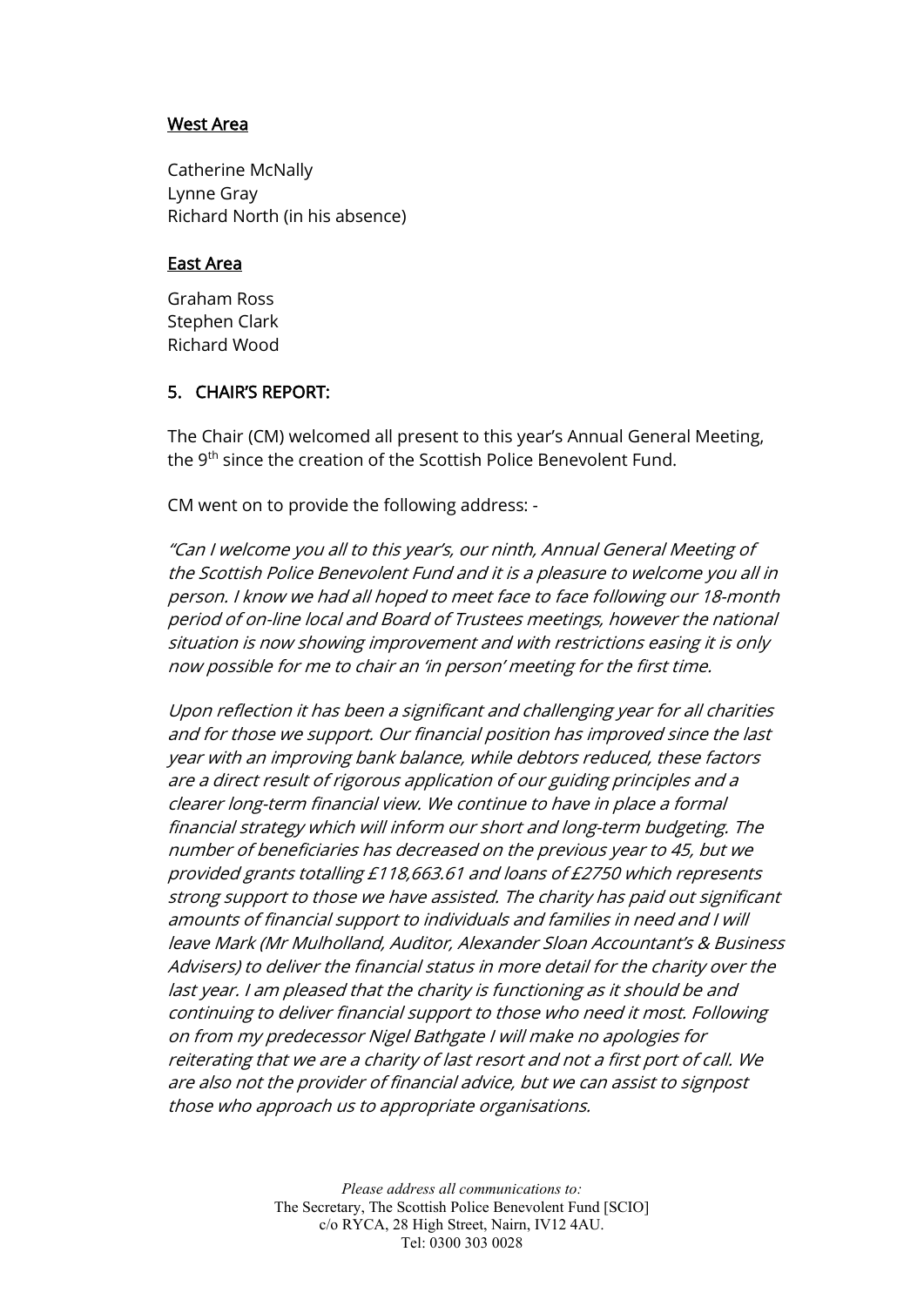<u>West Area</u>

Catherine McNally
Lynne Gray
Richard North (in his absence)

<u>East Area</u>

Graham Ross
Stephen Clark
Richard Wood

## 5. CHAIR'S REPORT:

The Chair (CM) welcomed all present to this year's Annual General Meeting, the 9th since the creation of the Scottish Police Benevolent Fund.

CM went on to provide the following address: -

*"Can I welcome you all to this year's, our ninth, Annual General Meeting of the Scottish Police Benevolent Fund and it is a pleasure to welcome you all in person. I know we had all hoped to meet face to face following our 18-month period of on-line local and Board of Trustees meetings, however the national situation is now showing improvement and with restrictions easing it is only now possible for me to chair an 'in person' meeting for the first time.*

*Upon reflection it has been a significant and challenging year for all charities and for those we support. Our financial position has improved since the last year with an improving bank balance, while debtors reduced, these factors are a direct result of rigorous application of our guiding principles and a clearer long-term financial view. We continue to have in place a formal financial strategy which will inform our short and long-term budgeting. The number of beneficiaries has decreased on the previous year to 45, but we provided grants totalling £118,663.61 and loans of £2750 which represents strong support to those we have assisted. The charity has paid out significant amounts of financial support to individuals and families in need and I will leave Mark (Mr Mulholland, Auditor, Alexander Sloan Accountant's & Business Advisers) to deliver the financial status in more detail for the charity over the last year. I am pleased that the charity is functioning as it should be and continuing to deliver financial support to those who need it most. Following on from my predecessor Nigel Bathgate I will make no apologies for reiterating that we are a charity of last resort and not a first port of call. We are also not the provider of financial advice, but we can assist to signpost those who approach us to appropriate organisations.*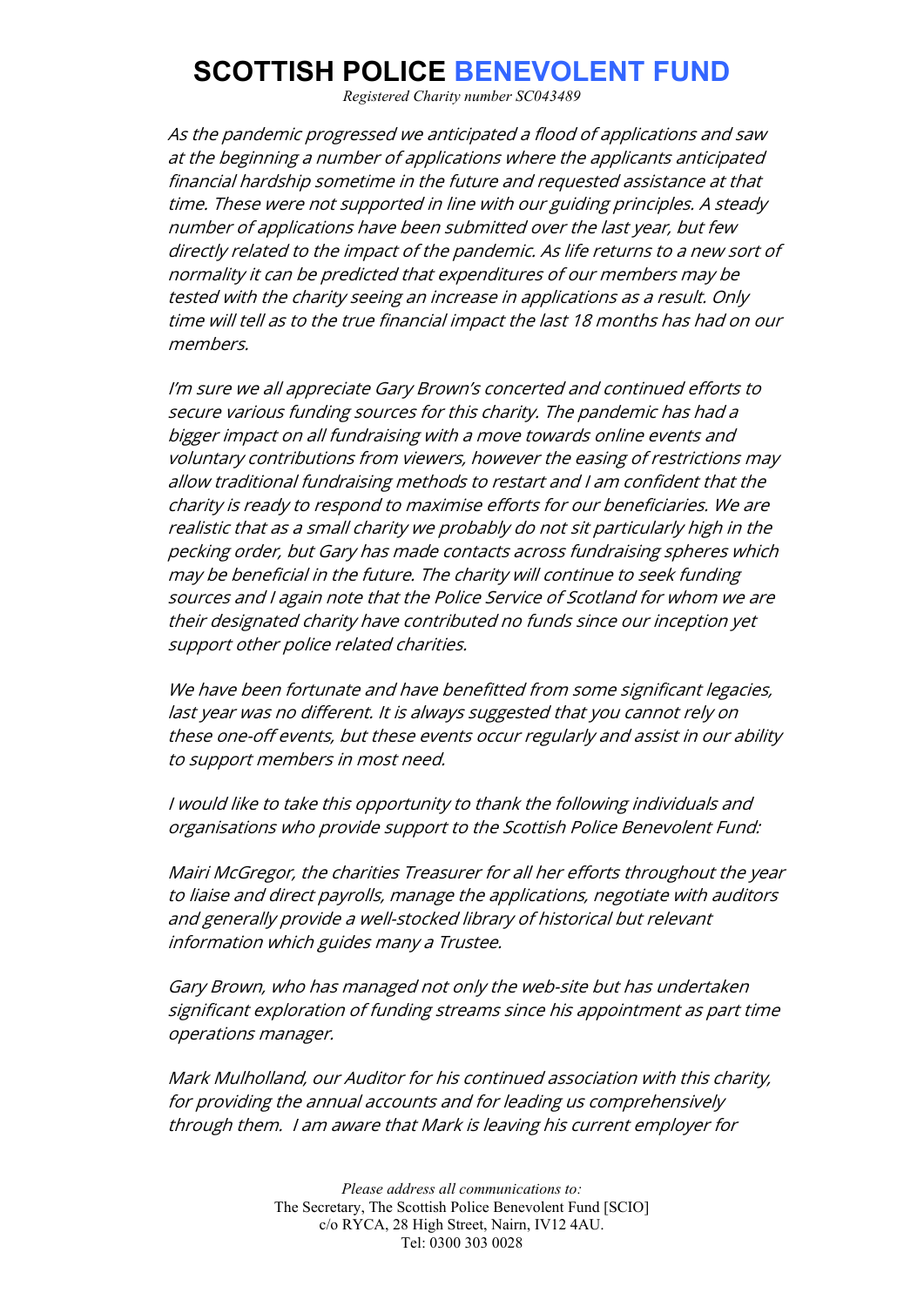As the pandemic progressed we anticipated a flood of applications and saw at the beginning a number of applications where the applicants anticipated financial hardship sometime in the future and requested assistance at that time. These were not supported in line with our guiding principles. A steady number of applications have been submitted over the last year, but few directly related to the impact of the pandemic. As life returns to a new sort of normality it can be predicted that expenditures of our members may be tested with the charity seeing an increase in applications as a result. Only time will tell as to the true financial impact the last 18 months has had on our members.

I'm sure we all appreciate Gary Brown's concerted and continued efforts to secure various funding sources for this charity. The pandemic has had a bigger impact on all fundraising with a move towards online events and voluntary contributions from viewers, however the easing of restrictions may allow traditional fundraising methods to restart and I am confident that the charity is ready to respond to maximise efforts for our beneficiaries. We are realistic that as a small charity we probably do not sit particularly high in the pecking order, but Gary has made contacts across fundraising spheres which may be beneficial in the future. The charity will continue to seek funding sources and I again note that the Police Service of Scotland for whom we are their designated charity have contributed no funds since our inception yet support other police related charities.

We have been fortunate and have benefitted from some significant legacies, last year was no different. It is always suggested that you cannot rely on these one-off events, but these events occur regularly and assist in our ability to support members in most need.

I would like to take this opportunity to thank the following individuals and organisations who provide support to the Scottish Police Benevolent Fund:

Mairi McGregor, the charities Treasurer for all her efforts throughout the year to liaise and direct payrolls, manage the applications, negotiate with auditors and generally provide a well-stocked library of historical but relevant information which guides many a Trustee.

Gary Brown, who has managed not only the web-site but has undertaken significant exploration of funding streams since his appointment as part time operations manager.

Mark Mulholland, our Auditor for his continued association with this charity, for providing the annual accounts and for leading us comprehensively through them. I am aware that Mark is leaving his current employer for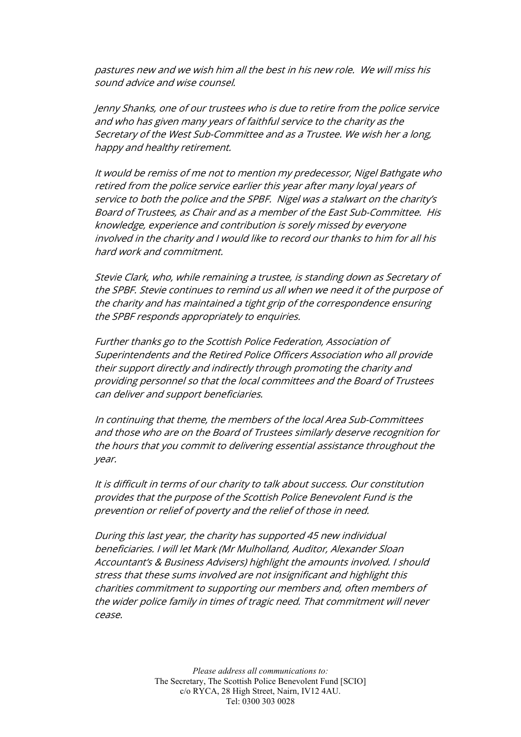*pastures new and we wish him all the best in his new role. We will miss his sound advice and wise counsel.*

*Jenny Shanks, one of our trustees who is due to retire from the police service and who has given many years of faithful service to the charity as the Secretary of the West Sub-Committee and as a Trustee. We wish her a long, happy and healthy retirement.*

*It would be remiss of me not to mention my predecessor, Nigel Bathgate who retired from the police service earlier this year after many loyal years of service to both the police and the SPBF. Nigel was a stalwart on the charity's Board of Trustees, as Chair and as a member of the East Sub-Committee. His knowledge, experience and contribution is sorely missed by everyone involved in the charity and I would like to record our thanks to him for all his hard work and commitment.*

*Stevie Clark, who, while remaining a trustee, is standing down as Secretary of the SPBF. Stevie continues to remind us all when we need it of the purpose of the charity and has maintained a tight grip of the correspondence ensuring the SPBF responds appropriately to enquiries.*

*Further thanks go to the Scottish Police Federation, Association of Superintendents and the Retired Police Officers Association who all provide their support directly and indirectly through promoting the charity and providing personnel so that the local committees and the Board of Trustees can deliver and support beneficiaries.*

*In continuing that theme, the members of the local Area Sub-Committees and those who are on the Board of Trustees similarly deserve recognition for the hours that you commit to delivering essential assistance throughout the year.*

*It is difficult in terms of our charity to talk about success. Our constitution provides that the purpose of the Scottish Police Benevolent Fund is the prevention or relief of poverty and the relief of those in need.*

*During this last year, the charity has supported 45 new individual beneficiaries. I will let Mark (Mr Mulholland, Auditor, Alexander Sloan Accountant's & Business Advisers) highlight the amounts involved. I should stress that these sums involved are not insignificant and highlight this charities commitment to supporting our members and, often members of the wider police family in times of tragic need. That commitment will never cease.*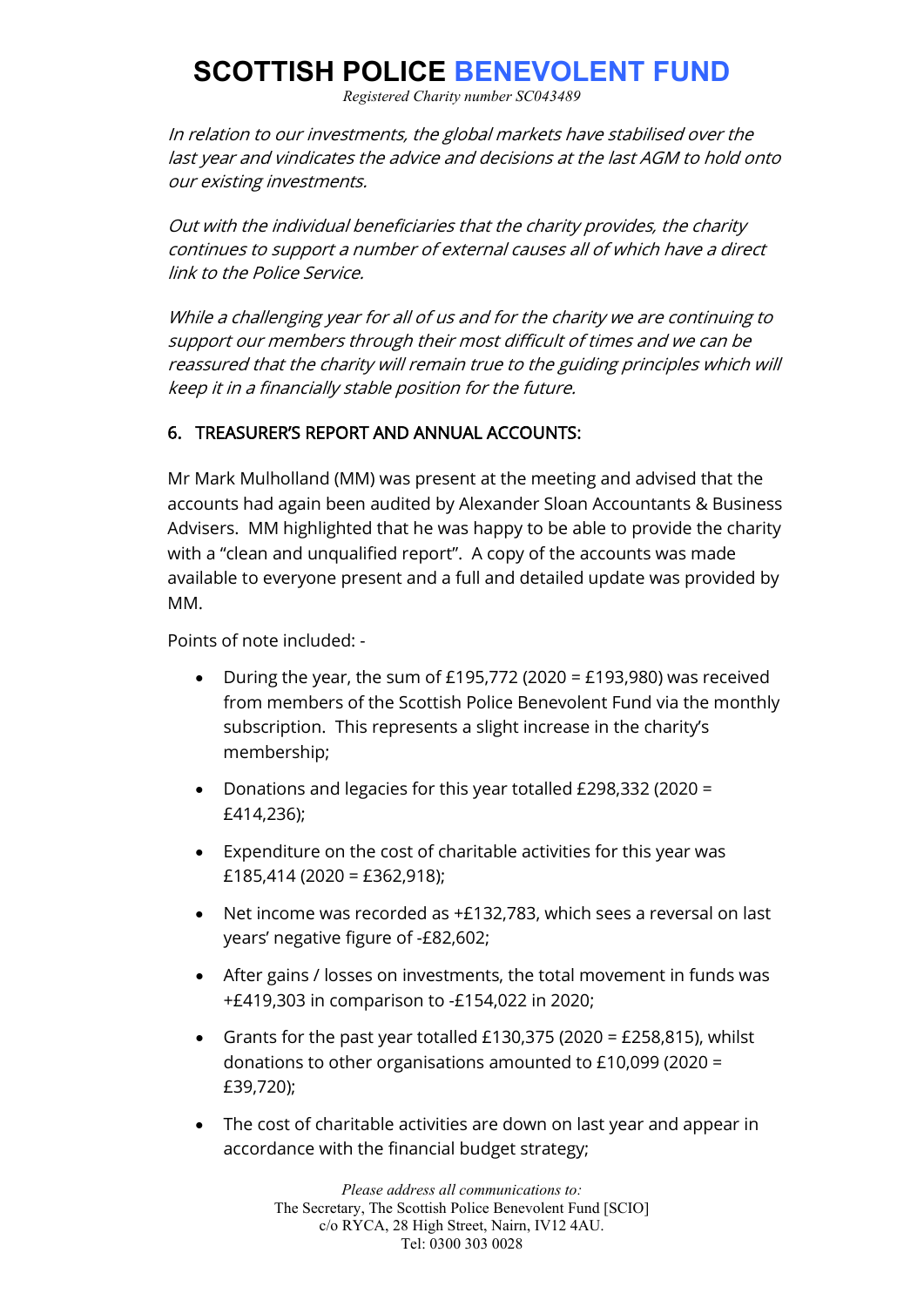*In relation to our investments, the global markets have stabilised over the last year and vindicates the advice and decisions at the last AGM to hold onto our existing investments.*

*Out with the individual beneficiaries that the charity provides, the charity continues to support a number of external causes all of which have a direct link to the Police Service.*

*While a challenging year for all of us and for the charity we are continuing to support our members through their most difficult of times and we can be reassured that the charity will remain true to the guiding principles which will keep it in a financially stable position for the future.*

## 6. TREASURER'S REPORT AND ANNUAL ACCOUNTS:

Mr Mark Mulholland (MM) was present at the meeting and advised that the accounts had again been audited by Alexander Sloan Accountants & Business Advisers. MM highlighted that he was happy to be able to provide the charity with a "clean and unqualified report". A copy of the accounts was made available to everyone present and a full and detailed update was provided by MM.

Points of note included: -

- During the year, the sum of £195,772 (2020 = £193,980) was received from members of the Scottish Police Benevolent Fund via the monthly subscription. This represents a slight increase in the charity's membership;
- Donations and legacies for this year totalled £298,332 (2020 = £414,236);
- Expenditure on the cost of charitable activities for this year was £185,414 (2020 = £362,918);
- Net income was recorded as +£132,783, which sees a reversal on last years' negative figure of -£82,602;
- After gains / losses on investments, the total movement in funds was +£419,303 in comparison to -£154,022 in 2020;
- Grants for the past year totalled £130,375 (2020 = £258,815), whilst donations to other organisations amounted to £10,099 (2020 = £39,720);
- The cost of charitable activities are down on last year and appear in accordance with the financial budget strategy;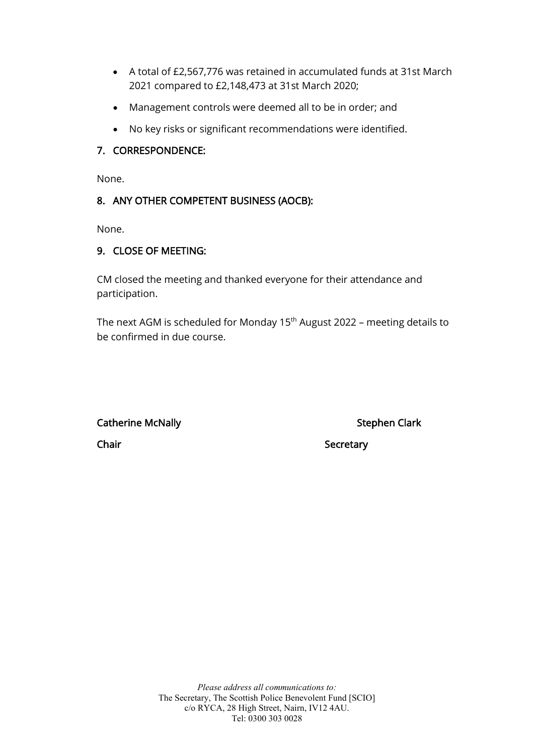- A total of £2,567,776 was retained in accumulated funds at 31st March 2021 compared to £2,148,473 at 31st March 2020;
- Management controls were deemed all to be in order; and
- No key risks or significant recommendations were identified.

## 7. CORRESPONDENCE:

None.

## 8. ANY OTHER COMPETENT BUSINESS (AOCB):

None.

## 9. CLOSE OF MEETING:

CM closed the meeting and thanked everyone for their attendance and participation.

The next AGM is scheduled for Monday 15th August 2022 – meeting details to be confirmed in due course.

**Catherine McNally** — **Chair**

**Stephen Clark** — **Secretary**

*Please address all communications to:*
The Secretary, The Scottish Police Benevolent Fund [SCIO]
c/o RYCA, 28 High Street, Nairn, IV12 4AU.
Tel: 0300 303 0028